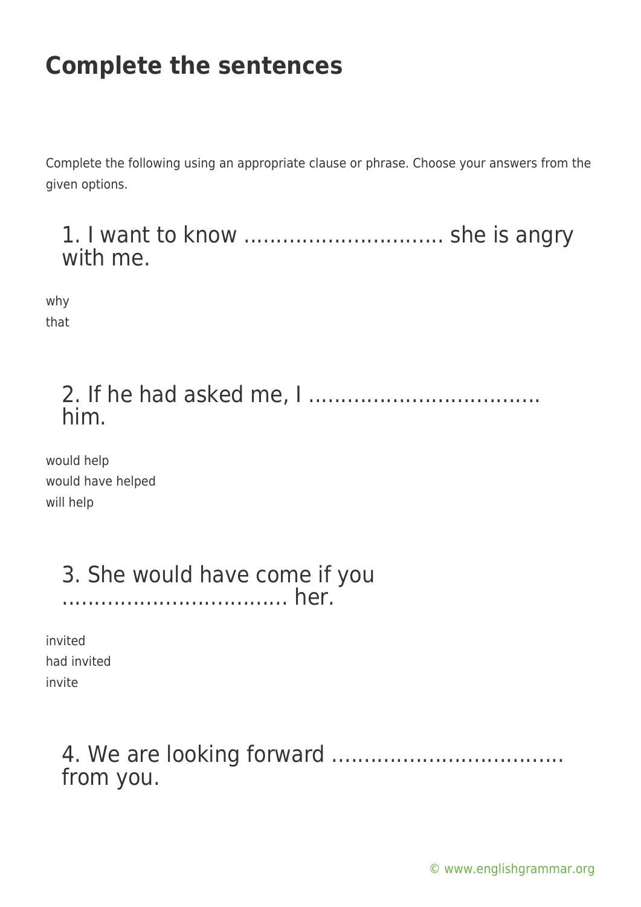# Complete the sentences

Complete the following using an appropriate clause or phrase. Choose your answers from the given options.

## 1. I want to know ............................... she is angry with me.

why
that

## 2. If he had asked me, I .................................... him.

would help
would have helped
will help

## 3. She would have come if you .................................... her.

invited
had invited
invite

## 4. We are looking forward .................................... from you.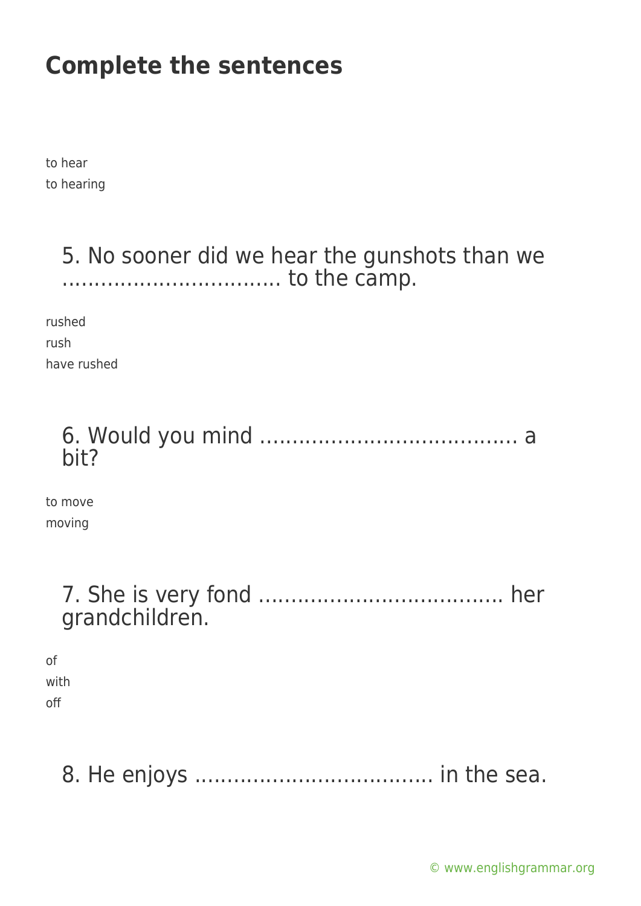# Complete the sentences

to hear
to hearing

5. No sooner did we hear the gunshots than we ................................. to the camp.

rushed
rush
have rushed

6. Would you mind ...................................... a bit?

to move
moving

7. She is very fond .................................... her grandchildren.

of
with
off

8. He enjoys .................................... in the sea.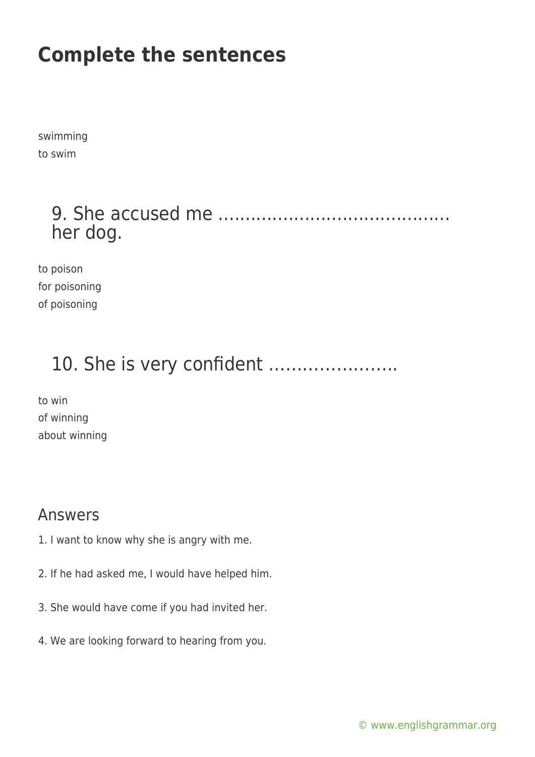# Complete the sentences

swimming
to swim

## 9. She accused me …………………………………… her dog.

to poison
for poisoning
of poisoning

## 10. She is very confident …………………..

to win
of winning
about winning

## Answers

1. I want to know why she is angry with me.

2. If he had asked me, I would have helped him.

3. She would have come if you had invited her.

4. We are looking forward to hearing from you.

© www.englishgrammar.org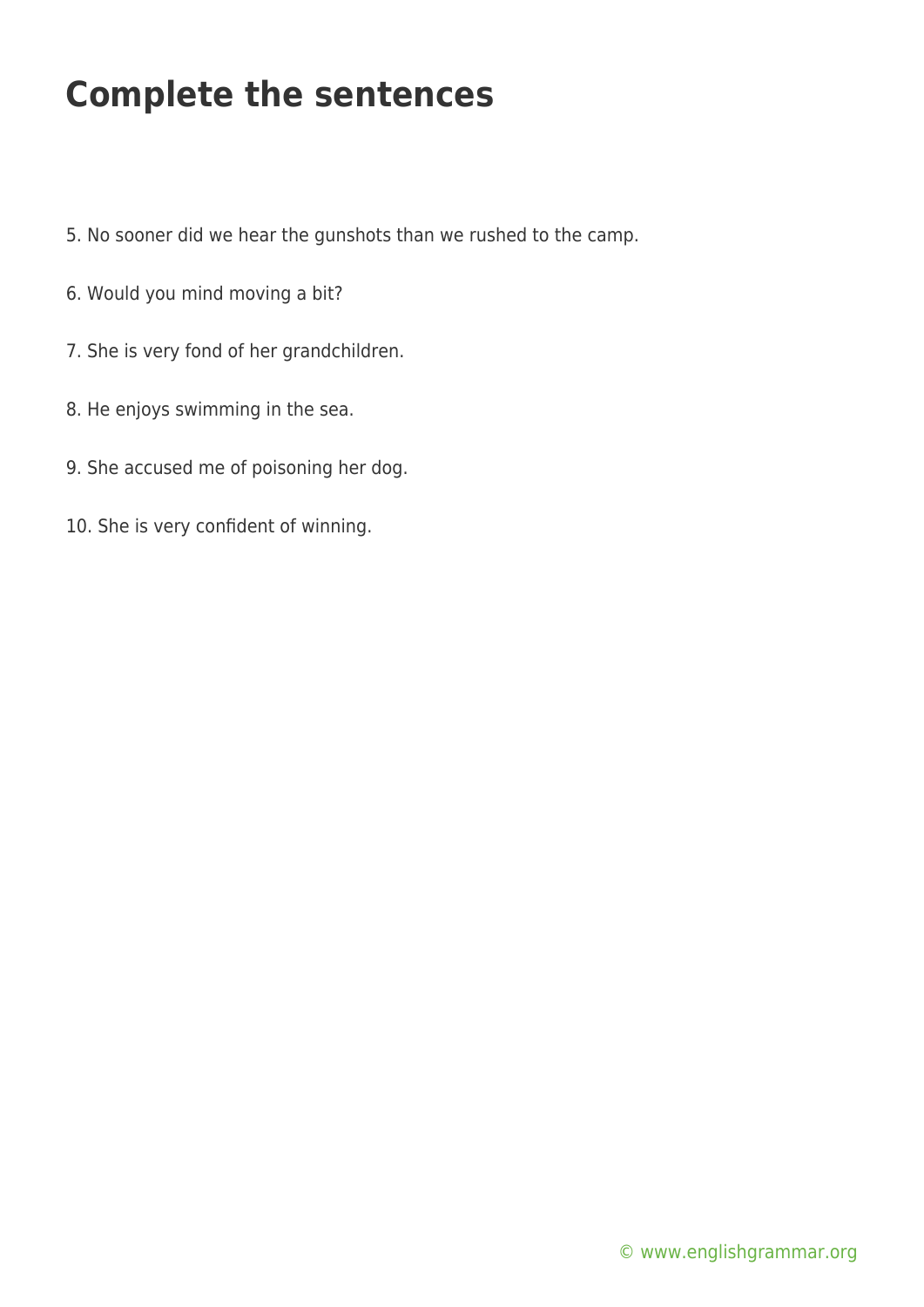# Complete the sentences

5. No sooner did we hear the gunshots than we rushed to the camp.

6. Would you mind moving a bit?

7. She is very fond of her grandchildren.

8. He enjoys swimming in the sea.

9. She accused me of poisoning her dog.

10. She is very confident of winning.